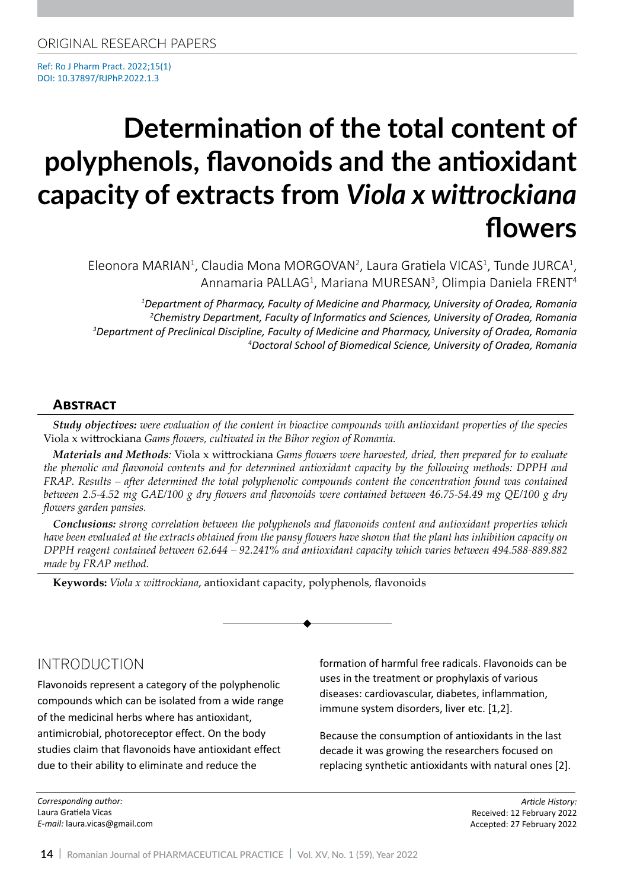ORIGINAL RESEARCH PAPERS

Ref: Ro J Pharm Pract. 2022;15(1)
DOI: 10.37897/RJPhP.2022.1.3

# Determination of the total content of polyphenols, flavonoids and the antioxidant capacity of extracts from *Viola x wittrockiana* flowers

Eleonora MARIAN[1], Claudia Mona MORGOVAN[2], Laura Gratiela VICAS[1], Tunde JURCA[1], Annamaria PALLAG[1], Mariana MURESAN[3], Olimpia Daniela FRENT[4]

*[1]Department of Pharmacy, Faculty of Medicine and Pharmacy, University of Oradea, Romania*
*[2]Chemistry Department, Faculty of Informatics and Sciences, University of Oradea, Romania*
*[3]Department of Preclinical Discipline, Faculty of Medicine and Pharmacy, University of Oradea, Romania*
*[4]Doctoral School of Biomedical Science, University of Oradea, Romania*

## Abstract

***Study objectives:*** *were evaluation of the content in bioactive compounds with antioxidant properties of the species* Viola x wittrockiana *Gams flowers, cultivated in the Bihor region of Romania.*

***Materials and Methods:*** Viola x wittrockiana *Gams flowers were harvested, dried, then prepared for to evaluate the phenolic and flavonoid contents and for determined antioxidant capacity by the following methods: DPPH and FRAP. Results – after determined the total polyphenolic compounds content the concentration found was contained between 2.5-4.52 mg GAE/100 g dry flowers and flavonoids were contained between 46.75-54.49 mg QE/100 g dry flowers garden pansies.*

***Conclusions:*** *strong correlation between the polyphenols and flavonoids content and antioxidant properties which have been evaluated at the extracts obtained from the pansy flowers have shown that the plant has inhibition capacity on DPPH reagent contained between 62.644 – 92.241% and antioxidant capacity which varies between 494.588-889.882 made by FRAP method.*

**Keywords:** *Viola x wittrockiana*, antioxidant capacity, polyphenols, flavonoids

## INTRODUCTION

Flavonoids represent a category of the polyphenolic compounds which can be isolated from a wide range of the medicinal herbs where has antioxidant, antimicrobial, photoreceptor effect. On the body studies claim that flavonoids have antioxidant effect due to their ability to eliminate and reduce the formation of harmful free radicals. Flavonoids can be uses in the treatment or prophylaxis of various diseases: cardiovascular, diabetes, inflammation, immune system disorders, liver etc. [1,2].

Because the consumption of antioxidants in the last decade it was growing the researchers focused on replacing synthetic antioxidants with natural ones [2].

*Corresponding author:*
Laura Gratiela Vicas
*E-mail:* laura.vicas@gmail.com

*Article History:*
Received: 12 February 2022
Accepted: 27 February 2022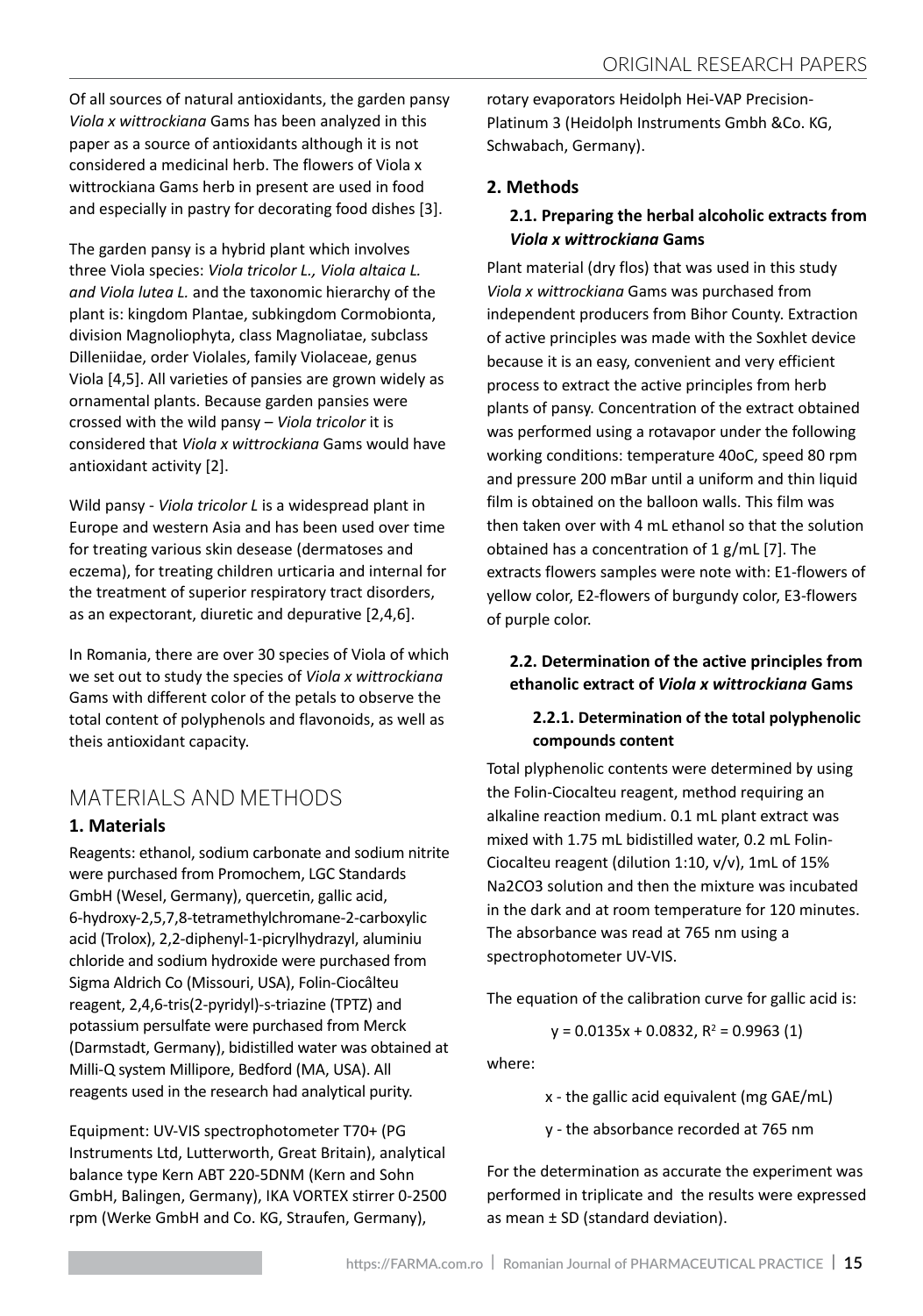Of all sources of natural antioxidants, the garden pansy *Viola x wittrockiana* Gams has been analyzed in this paper as a source of antioxidants although it is not considered a medicinal herb. The flowers of Viola x wittrockiana Gams herb in present are used in food and especially in pastry for decorating food dishes [3].

The garden pansy is a hybrid plant which involves three Viola species: *Viola tricolor L., Viola altaica L. and Viola lutea L.* and the taxonomic hierarchy of the plant is: kingdom Plantae, subkingdom Cormobionta, division Magnoliophyta, class Magnoliatae, subclass Dilleniidae, order Violales, family Violaceae, genus Viola [4,5]. All varieties of pansies are grown widely as ornamental plants. Because garden pansies were crossed with the wild pansy – *Viola tricolor* it is considered that *Viola x wittrockiana* Gams would have antioxidant activity [2].

Wild pansy - *Viola tricolor L* is a widespread plant in Europe and western Asia and has been used over time for treating various skin desease (dermatoses and eczema), for treating children urticaria and internal for the treatment of superior respiratory tract disorders, as an expectorant, diuretic and depurative [2,4,6].

In Romania, there are over 30 species of Viola of which we set out to study the species of *Viola x wittrockiana* Gams with different color of the petals to observe the total content of polyphenols and flavonoids, as well as theis antioxidant capacity.

# MATERIALS AND METHODS

## 1. Materials

Reagents: ethanol, sodium carbonate and sodium nitrite were purchased from Promochem, LGC Standards GmbH (Wesel, Germany), quercetin, gallic acid, 6-hydroxy-2,5,7,8-tetramethylchromane-2-carboxylic acid (Trolox), 2,2-diphenyl-1-picrylhydrazyl, aluminiu chloride and sodium hydroxide were purchased from Sigma Aldrich Co (Missouri, USA), Folin-Ciocâlteu reagent, 2,4,6-tris(2-pyridyl)-s-triazine (TPTZ) and potassium persulfate were purchased from Merck (Darmstadt, Germany), bidistilled water was obtained at Milli-Q system Millipore, Bedford (MA, USA). All reagents used in the research had analytical purity.

Equipment: UV-VIS spectrophotometer T70+ (PG Instruments Ltd, Lutterworth, Great Britain), analytical balance type Kern ABT 220-5DNM (Kern and Sohn GmbH, Balingen, Germany), IKA VORTEX stirrer 0-2500 rpm (Werke GmbH and Co. KG, Straufen, Germany), rotary evaporators Heidolph Hei-VAP Precision-Platinum 3 (Heidolph Instruments Gmbh &Co. KG, Schwabach, Germany).

## 2. Methods

### 2.1. Preparing the herbal alcoholic extracts from *Viola x wittrockiana* Gams

Plant material (dry flos) that was used in this study *Viola x wittrockiana* Gams was purchased from independent producers from Bihor County. Extraction of active principles was made with the Soxhlet device because it is an easy, convenient and very efficient process to extract the active principles from herb plants of pansy. Concentration of the extract obtained was performed using a rotavapor under the following working conditions: temperature 40oC, speed 80 rpm and pressure 200 mBar until a uniform and thin liquid film is obtained on the balloon walls. This film was then taken over with 4 mL ethanol so that the solution obtained has a concentration of 1 g/mL [7]. The extracts flowers samples were note with: E1-flowers of yellow color, E2-flowers of burgundy color, E3-flowers of purple color.

### 2.2. Determination of the active principles from ethanolic extract of *Viola x wittrockiana* Gams

#### 2.2.1. Determination of the total polyphenolic compounds content

Total plyphenolic contents were determined by using the Folin-Ciocalteu reagent, method requiring an alkaline reaction medium. 0.1 mL plant extract was mixed with 1.75 mL bidistilled water, 0.2 mL Folin-Ciocalteu reagent (dilution 1:10, v/v), 1mL of 15% $Na_2CO_3$ solution and then the mixture was incubated in the dark and at room temperature for 120 minutes. The absorbance was read at 765 nm using a spectrophotometer UV-VIS.

The equation of the calibration curve for gallic acid is:

$$y = 0.0135x + 0.0832,\ R^2 = 0.9963 \quad (1)$$

where:

x - the gallic acid equivalent (mg GAE/mL)

y - the absorbance recorded at 765 nm

For the determination as accurate the experiment was performed in triplicate and the results were expressed as mean ± SD (standard deviation).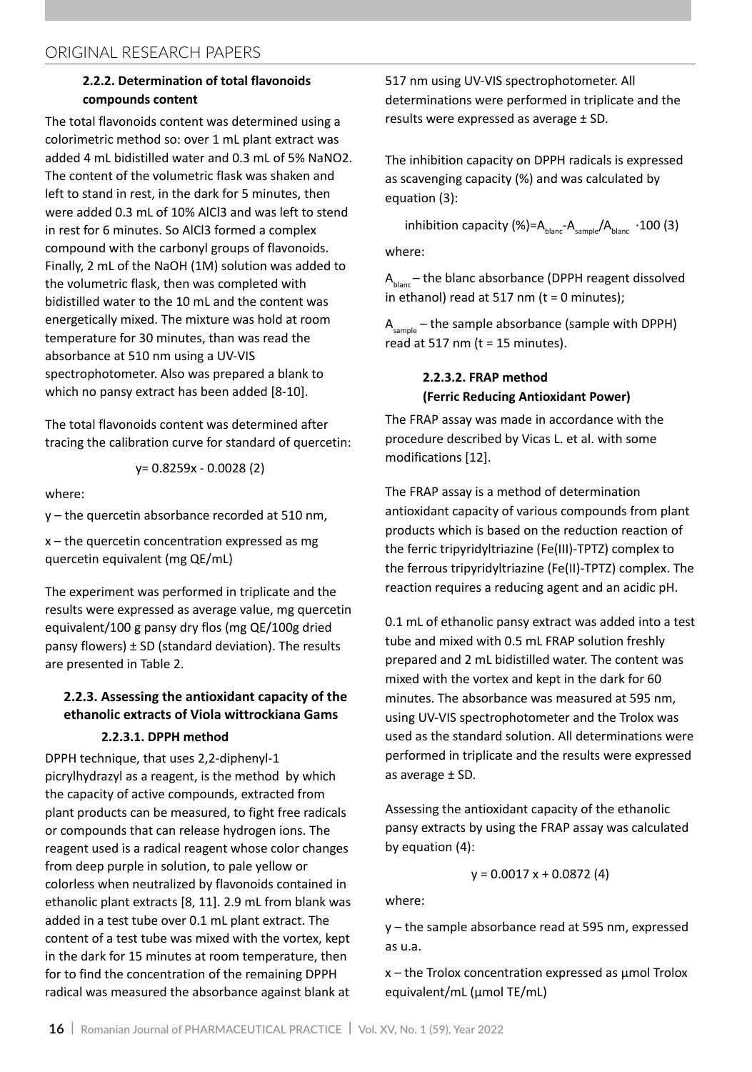### 2.2.2. Determination of total flavonoids compounds content

The total flavonoids content was determined using a colorimetric method so: over 1 mL plant extract was added 4 mL bidistilled water and 0.3 mL of 5% $NaNO_2$. The content of the volumetric flask was shaken and left to stand in rest, in the dark for 5 minutes, then were added 0.3 mL of 10% $AlCl_3$ and was left to stend in rest for 6 minutes. So $AlCl_3$ formed a complex compound with the carbonyl groups of flavonoids. Finally, 2 mL of the NaOH (1M) solution was added to the volumetric flask, then was completed with bidistilled water to the 10 mL and the content was energetically mixed. The mixture was hold at room temperature for 30 minutes, than was read the absorbance at 510 nm using a UV-VIS spectrophotometer. Also was prepared a blank to which no pansy extract has been added [8-10].

The total flavonoids content was determined after tracing the calibration curve for standard of quercetin:

$$y= 0.8259x - 0.0028 \quad (2)$$

where:

y – the quercetin absorbance recorded at 510 nm,

x – the quercetin concentration expressed as mg quercetin equivalent (mg QE/mL)

The experiment was performed in triplicate and the results were expressed as average value, mg quercetin equivalent/100 g pansy dry flos (mg QE/100g dried pansy flowers) ± SD (standard deviation). The results are presented in Table 2.

## 2.2.3. Assessing the antioxidant capacity of the ethanolic extracts of Viola wittrockiana Gams

### 2.2.3.1. DPPH method

DPPH technique, that uses 2,2-diphenyl-1 picrylhydrazyl as a reagent, is the method by which the capacity of active compounds, extracted from plant products can be measured, to fight free radicals or compounds that can release hydrogen ions. The reagent used is a radical reagent whose color changes from deep purple in solution, to pale yellow or colorless when neutralized by flavonoids contained in ethanolic plant extracts [8, 11]. 2.9 mL from blank was added in a test tube over 0.1 mL plant extract. The content of a test tube was mixed with the vortex, kept in the dark for 15 minutes at room temperature, then for to find the concentration of the remaining DPPH radical was measured the absorbance against blank at 517 nm using UV-VIS spectrophotometer. All determinations were performed in triplicate and the results were expressed as average ± SD.

The inhibition capacity on DPPH radicals is expressed as scavenging capacity (%) and was calculated by equation (3):

$$\text{inhibition capacity } (\%) = A_{blanc} - A_{sample} / A_{blanc} \cdot 100 \quad (3)$$

where:

$A_{blanc}$ – the blanc absorbance (DPPH reagent dissolved in ethanol) read at 517 nm (t = 0 minutes);

$A_{sample}$ – the sample absorbance (sample with DPPH) read at 517 nm (t = 15 minutes).

### 2.2.3.2. FRAP method (Ferric Reducing Antioxidant Power)

The FRAP assay was made in accordance with the procedure described by Vicas L. et al. with some modifications [12].

The FRAP assay is a method of determination antioxidant capacity of various compounds from plant products which is based on the reduction reaction of the ferric tripyridyltriazine (Fe(III)-TPTZ) complex to the ferrous tripyridyltriazine (Fe(II)-TPTZ) complex. The reaction requires a reducing agent and an acidic pH.

0.1 mL of ethanolic pansy extract was added into a test tube and mixed with 0.5 mL FRAP solution freshly prepared and 2 mL bidistilled water. The content was mixed with the vortex and kept in the dark for 60 minutes. The absorbance was measured at 595 nm, using UV-VIS spectrophotometer and the Trolox was used as the standard solution. All determinations were performed in triplicate and the results were expressed as average ± SD.

Assessing the antioxidant capacity of the ethanolic pansy extracts by using the FRAP assay was calculated by equation (4):

$$y = 0.0017 x + 0.0872 \quad (4)$$

where:

y – the sample absorbance read at 595 nm, expressed as u.a.

x – the Trolox concentration expressed as µmol Trolox equivalent/mL (µmol TE/mL)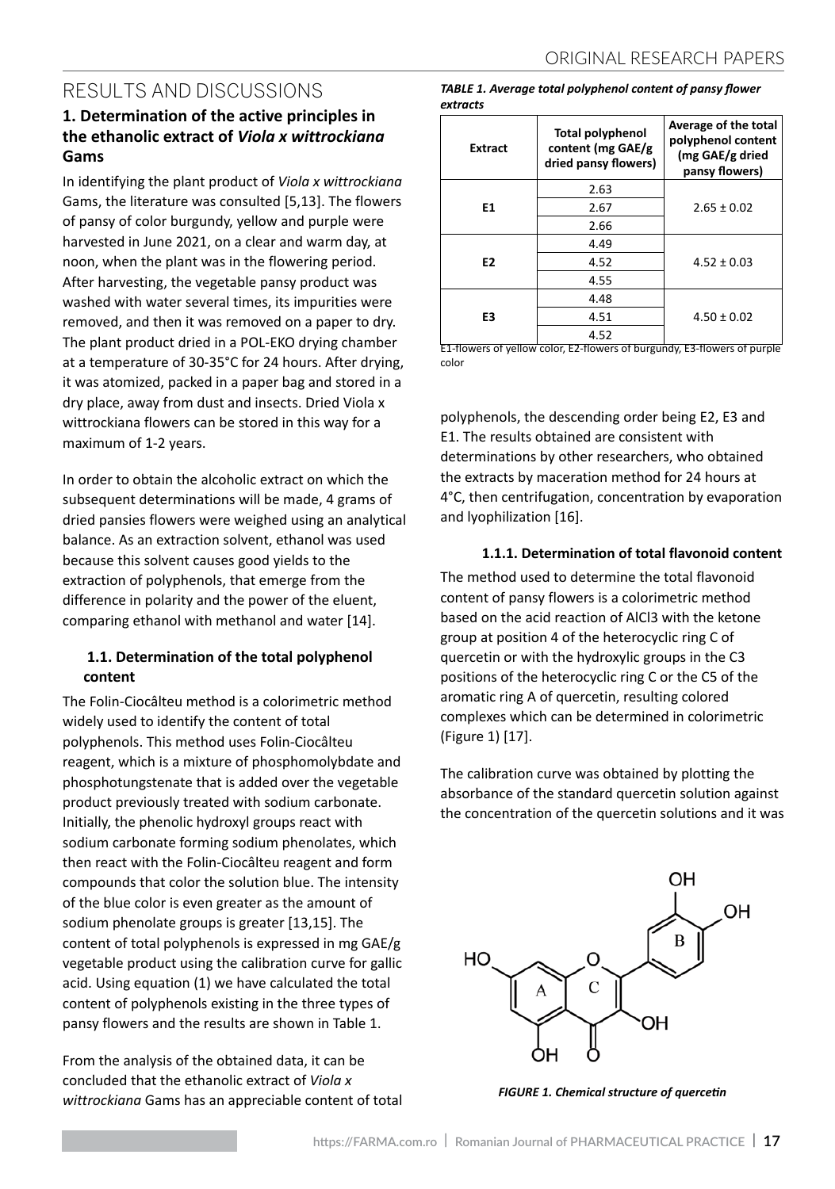## RESULTS AND DISCUSSIONS

### 1. Determination of the active principles in the ethanolic extract of *Viola x wittrockiana* Gams

In identifying the plant product of *Viola x wittrockiana* Gams, the literature was consulted [5,13]. The flowers of pansy of color burgundy, yellow and purple were harvested in June 2021, on a clear and warm day, at noon, when the plant was in the flowering period. After harvesting, the vegetable pansy product was washed with water several times, its impurities were removed, and then it was removed on a paper to dry. The plant product dried in a POL-EKO drying chamber at a temperature of 30-35°C for 24 hours. After drying, it was atomized, packed in a paper bag and stored in a dry place, away from dust and insects. Dried Viola x wittrockiana flowers can be stored in this way for a maximum of 1-2 years.

In order to obtain the alcoholic extract on which the subsequent determinations will be made, 4 grams of dried pansies flowers were weighed using an analytical balance. As an extraction solvent, ethanol was used because this solvent causes good yields to the extraction of polyphenols, that emerge from the difference in polarity and the power of the eluent, comparing ethanol with methanol and water [14].

#### 1.1. Determination of the total polyphenol content

The Folin-Ciocâlteu method is a colorimetric method widely used to identify the content of total polyphenols. This method uses Folin-Ciocâlteu reagent, which is a mixture of phosphomolybdate and phosphotungstenate that is added over the vegetable product previously treated with sodium carbonate. Initially, the phenolic hydroxyl groups react with sodium carbonate forming sodium phenolates, which then react with the Folin-Ciocâlteu reagent and form compounds that color the solution blue. The intensity of the blue color is even greater as the amount of sodium phenolate groups is greater [13,15]. The content of total polyphenols is expressed in mg GAE/g vegetable product using the calibration curve for gallic acid. Using equation (1) we have calculated the total content of polyphenols existing in the three types of pansy flowers and the results are shown in Table 1.

From the analysis of the obtained data, it can be concluded that the ethanolic extract of *Viola x wittrockiana* Gams has an appreciable content of total polyphenols, the descending order being E2, E3 and E1. The results obtained are consistent with determinations by other researchers, who obtained the extracts by maceration method for 24 hours at 4°C, then centrifugation, concentration by evaporation and lyophilization [16].

***TABLE 1. Average total polyphenol content of pansy flower extracts***

| Extract | Total polyphenol content (mg GAE/g dried pansy flowers) | Average of the total polyphenol content (mg GAE/g dried pansy flowers) |
|---|---|---|
| E1 | 2.63 | 2.65 ± 0.02 |
| | 2.67 | |
| | 2.66 | |
| E2 | 4.49 | 4.52 ± 0.03 |
| | 4.52 | |
| | 4.55 | |
| E3 | 4.48 | 4.50 ± 0.02 |
| | 4.51 | |
| | 4.52 | |

E1-flowers of yellow color, E2-flowers of burgundy, E3-flowers of purple color

##### 1.1.1. Determination of total flavonoid content

The method used to determine the total flavonoid content of pansy flowers is a colorimetric method based on the acid reaction of $AlCl_3$ with the ketone group at position 4 of the heterocyclic ring C of quercetin or with the hydroxylic groups in the C3 positions of the heterocyclic ring C or the C5 of the aromatic ring A of quercetin, resulting colored complexes which can be determined in colorimetric (Figure 1) [17].

The calibration curve was obtained by plotting the absorbance of the standard quercetin solution against the concentration of the quercetin solutions and it was

***FIGURE 1. Chemical structure of quercetin***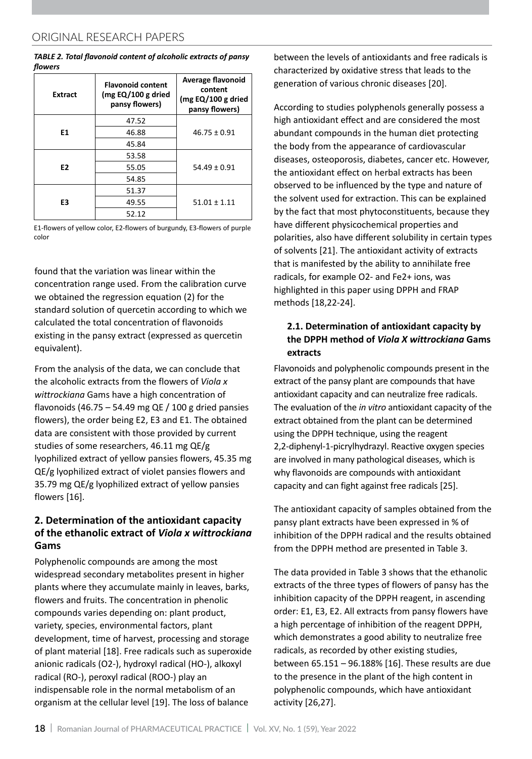*TABLE 2. Total flavonoid content of alcoholic extracts of pansy flowers*

| Extract | Flavonoid content (mg EQ/100 g dried pansy flowers) | Average flavonoid content (mg EQ/100 g dried pansy flowers) |
|---|---|---|
| E1 | 47.52 | 46.75 ± 0.91 |
| | 46.88 | |
| | 45.84 | |
| E2 | 53.58 | 54.49 ± 0.91 |
| | 55.05 | |
| | 54.85 | |
| E3 | 51.37 | 51.01 ± 1.11 |
| | 49.55 | |
| | 52.12 | |

E1-flowers of yellow color, E2-flowers of burgundy, E3-flowers of purple color

found that the variation was linear within the concentration range used. From the calibration curve we obtained the regression equation (2) for the standard solution of quercetin according to which we calculated the total concentration of flavonoids existing in the pansy extract (expressed as quercetin equivalent).

From the analysis of the data, we can conclude that the alcoholic extracts from the flowers of *Viola x wittrockiana* Gams have a high concentration of flavonoids (46.75 – 54.49 mg QE / 100 g dried pansies flowers), the order being E2, E3 and E1. The obtained data are consistent with those provided by current studies of some researchers, 46.11 mg QE/g lyophilized extract of yellow pansies flowers, 45.35 mg QE/g lyophilized extract of violet pansies flowers and 35.79 mg QE/g lyophilized extract of yellow pansies flowers [16].

## 2. Determination of the antioxidant capacity of the ethanolic extract of *Viola x wittrockiana* Gams

Polyphenolic compounds are among the most widespread secondary metabolites present in higher plants where they accumulate mainly in leaves, barks, flowers and fruits. The concentration in phenolic compounds varies depending on: plant product, variety, species, environmental factors, plant development, time of harvest, processing and storage of plant material [18]. Free radicals such as superoxide anionic radicals ($O_2^-$), hydroxyl radical ($HO^-$), alkoxyl radical ($RO^-$), peroxyl radical ($ROO^-$) play an indispensable role in the normal metabolism of an organism at the cellular level [19]. The loss of balance between the levels of antioxidants and free radicals is characterized by oxidative stress that leads to the generation of various chronic diseases [20].

According to studies polyphenols generally possess a high antioxidant effect and are considered the most abundant compounds in the human diet protecting the body from the appearance of cardiovascular diseases, osteoporosis, diabetes, cancer etc. However, the antioxidant effect on herbal extracts has been observed to be influenced by the type and nature of the solvent used for extraction. This can be explained by the fact that most phytoconstituents, because they have different physicochemical properties and polarities, also have different solubility in certain types of solvents [21]. The antioxidant activity of extracts that is manifested by the ability to annihilate free radicals, for example $O_2^-$ and $Fe^{2+}$ ions, was highlighted in this paper using DPPH and FRAP methods [18,22-24].

### 2.1. Determination of antioxidant capacity by the DPPH method of *Viola X wittrockiana* Gams extracts

Flavonoids and polyphenolic compounds present in the extract of the pansy plant are compounds that have antioxidant capacity and can neutralize free radicals. The evaluation of the *in vitro* antioxidant capacity of the extract obtained from the plant can be determined using the DPPH technique, using the reagent 2,2-diphenyl-1-picrylhydrazyl. Reactive oxygen species are involved in many pathological diseases, which is why flavonoids are compounds with antioxidant capacity and can fight against free radicals [25].

The antioxidant capacity of samples obtained from the pansy plant extracts have been expressed in % of inhibition of the DPPH radical and the results obtained from the DPPH method are presented in Table 3.

The data provided in Table 3 shows that the ethanolic extracts of the three types of flowers of pansy has the inhibition capacity of the DPPH reagent, in ascending order: E1, E3, E2. All extracts from pansy flowers have a high percentage of inhibition of the reagent DPPH, which demonstrates a good ability to neutralize free radicals, as recorded by other existing studies, between 65.151 – 96.188% [16]. These results are due to the presence in the plant of the high content in polyphenolic compounds, which have antioxidant activity [26,27].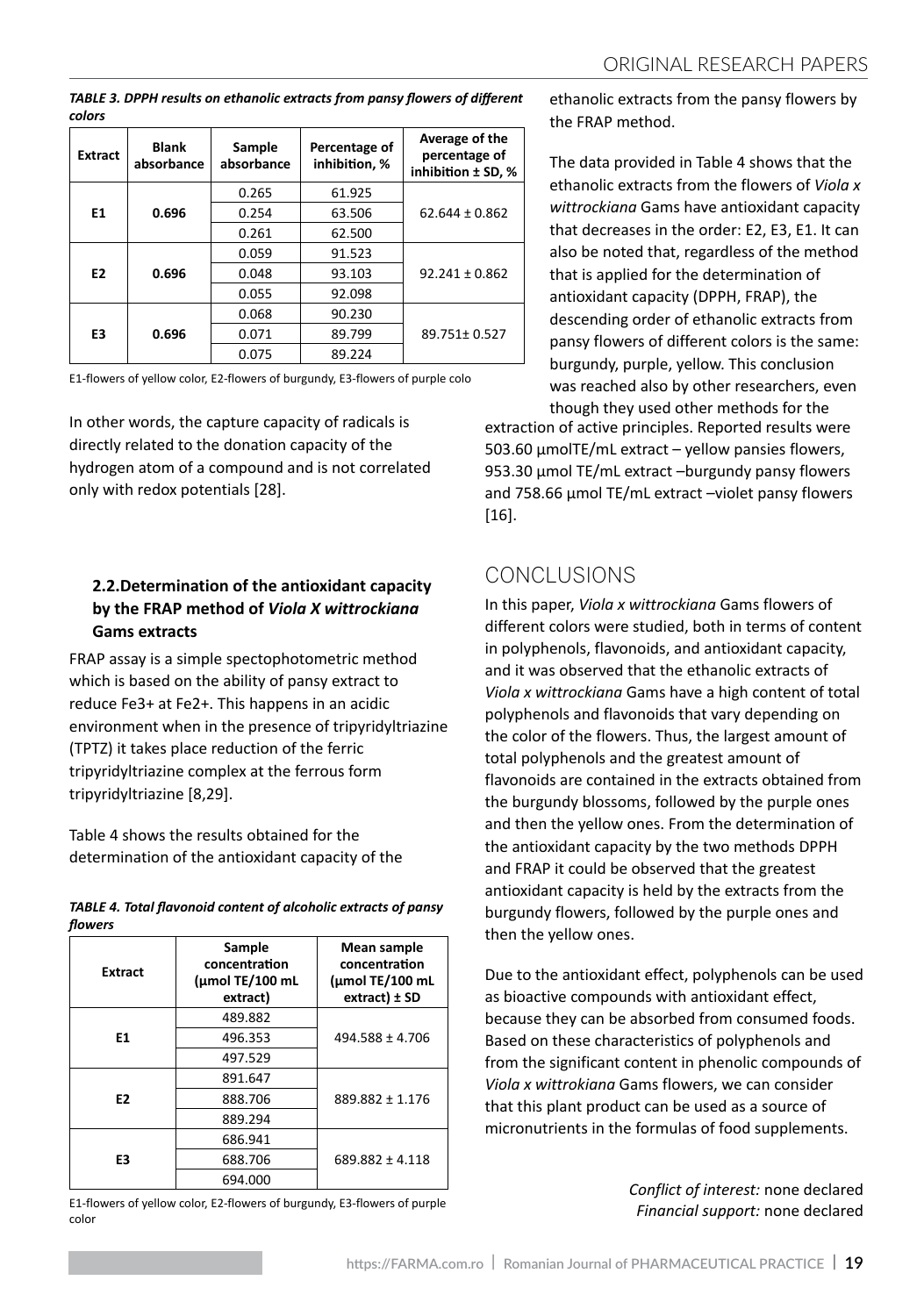*TABLE 3. DPPH results on ethanolic extracts from pansy flowers of different colors*

| Extract | Blank absorbance | Sample absorbance | Percentage of inhibition, % | Average of the percentage of inhibition ± SD, % |
|---|---|---|---|---|
| **E1** | **0.696** | 0.265 | 61.925 | 62.644 ± 0.862 |
| | | 0.254 | 63.506 | |
| | | 0.261 | 62.500 | |
| **E2** | **0.696** | 0.059 | 91.523 | 92.241 ± 0.862 |
| | | 0.048 | 93.103 | |
| | | 0.055 | 92.098 | |
| **E3** | **0.696** | 0.068 | 90.230 | 89.751± 0.527 |
| | | 0.071 | 89.799 | |
| | | 0.075 | 89.224 | |

E1-flowers of yellow color, E2-flowers of burgundy, E3-flowers of purple colo

In other words, the capture capacity of radicals is directly related to the donation capacity of the hydrogen atom of a compound and is not correlated only with redox potentials [28].

### 2.2.Determination of the antioxidant capacity by the FRAP method of *Viola X wittrockiana* Gams extracts

FRAP assay is a simple spectophotometric method which is based on the ability of pansy extract to reduce $Fe^{3+}$ at $Fe^{2+}$. This happens in an acidic environment when in the presence of tripyridyltriazine (TPTZ) it takes place reduction of the ferric tripyridyltriazine complex at the ferrous form tripyridyltriazine [8,29].

Table 4 shows the results obtained for the determination of the antioxidant capacity of the ethanolic extracts from the pansy flowers by the FRAP method.

*TABLE 4. Total flavonoid content of alcoholic extracts of pansy flowers*

| Extract | Sample concentration (µmol TE/100 mL extract) | Mean sample concentration (µmol TE/100 mL extract) ± SD |
|---|---|---|
| **E1** | 489.882 | 494.588 ± 4.706 |
| | 496.353 | |
| | 497.529 | |
| **E2** | 891.647 | 889.882 ± 1.176 |
| | 888.706 | |
| | 889.294 | |
| **E3** | 686.941 | 689.882 ± 4.118 |
| | 688.706 | |
| | 694.000 | |

E1-flowers of yellow color, E2-flowers of burgundy, E3-flowers of purple color

The data provided in Table 4 shows that the ethanolic extracts from the flowers of *Viola x wittrockiana* Gams have antioxidant capacity that decreases in the order: E2, E3, E1. It can also be noted that, regardless of the method that is applied for the determination of antioxidant capacity (DPPH, FRAP), the descending order of ethanolic extracts from pansy flowers of different colors is the same: burgundy, purple, yellow. This conclusion was reached also by other researchers, even though they used other methods for the extraction of active principles. Reported results were 503.60 µmolTE/mL extract – yellow pansies flowers, 953.30 µmol TE/mL extract –burgundy pansy flowers and 758.66 µmol TE/mL extract –violet pansy flowers [16].

## CONCLUSIONS

In this paper, *Viola x wittrockiana* Gams flowers of different colors were studied, both in terms of content in polyphenols, flavonoids, and antioxidant capacity, and it was observed that the ethanolic extracts of *Viola x wittrockiana* Gams have a high content of total polyphenols and flavonoids that vary depending on the color of the flowers. Thus, the largest amount of total polyphenols and the greatest amount of flavonoids are contained in the extracts obtained from the burgundy blossoms, followed by the purple ones and then the yellow ones. From the determination of the antioxidant capacity by the two methods DPPH and FRAP it could be observed that the greatest antioxidant capacity is held by the extracts from the burgundy flowers, followed by the purple ones and then the yellow ones.

Due to the antioxidant effect, polyphenols can be used as bioactive compounds with antioxidant effect, because they can be absorbed from consumed foods. Based on these characteristics of polyphenols and from the significant content in phenolic compounds of *Viola x wittrokiana* Gams flowers, we can consider that this plant product can be used as a source of micronutrients in the formulas of food supplements.

*Conflict of interest:* none declared
*Financial support:* none declared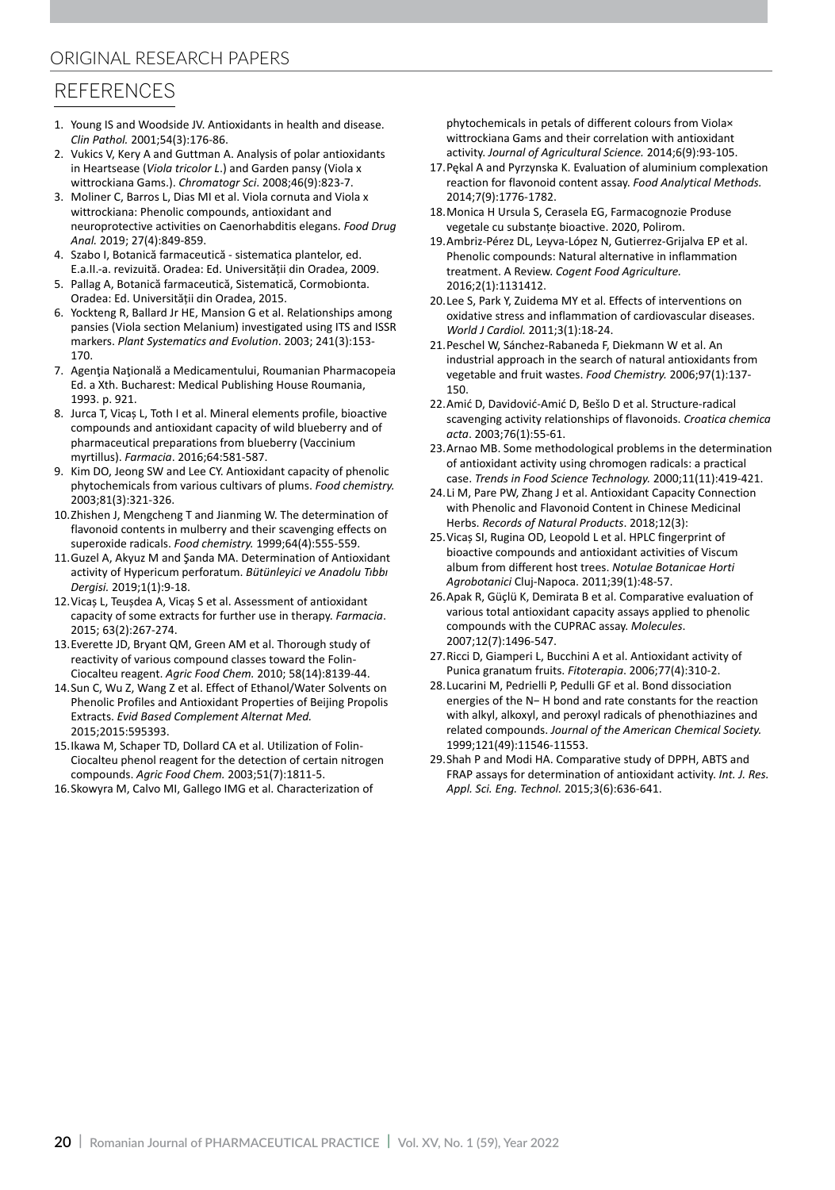## REFERENCES

1. Young IS and Woodside JV. Antioxidants in health and disease. *Clin Pathol.* 2001;54(3):176-86.
2. Vukics V, Kery A and Guttman A. Analysis of polar antioxidants in Heartsease (*Viola tricolor L*.) and Garden pansy (Viola x wittrockiana Gams.). *Chromatogr Sci*. 2008;46(9):823-7.
3. Moliner C, Barros L, Dias MI et al. Viola cornuta and Viola x wittrockiana: Phenolic compounds, antioxidant and neuroprotective activities on Caenorhabditis elegans. *Food Drug Anal.* 2019; 27(4):849-859.
4. Szabo I, Botanică farmaceutică - sistematica plantelor, ed. E.a.II.-a. revizuită. Oradea: Ed. Universității din Oradea, 2009.
5. Pallag A, Botanică farmaceutică, Sistematică, Cormobionta. Oradea: Ed. Universității din Oradea, 2015.
6. Yockteng R, Ballard Jr HE, Mansion G et al. Relationships among pansies (Viola section Melanium) investigated using ITS and ISSR markers. *Plant Systematics and Evolution*. 2003; 241(3):153-170.
7. Agenţia Naţională a Medicamentului, Roumanian Pharmacopeia Ed. a Xth. Bucharest: Medical Publishing House Roumania, 1993. p. 921.
8. Jurca T, Vicaș L, Toth I et al. Mineral elements profile, bioactive compounds and antioxidant capacity of wild blueberry and of pharmaceutical preparations from blueberry (Vaccinium myrtillus). *Farmacia*. 2016;64:581-587.
9. Kim DO, Jeong SW and Lee CY. Antioxidant capacity of phenolic phytochemicals from various cultivars of plums. *Food chemistry.* 2003;81(3):321-326.
10. Zhishen J, Mengcheng T and Jianming W. The determination of flavonoid contents in mulberry and their scavenging effects on superoxide radicals. *Food chemistry.* 1999;64(4):555-559.
11. Guzel A, Akyuz M and Şanda MA. Determination of Antioxidant activity of Hypericum perforatum. *Bütünleyici ve Anadolu Tıbbı Dergisi.* 2019;1(1):9-18.
12. Vicaș L, Teușdea A, Vicaș S et al. Assessment of antioxidant capacity of some extracts for further use in therapy. *Farmacia*. 2015; 63(2):267-274.
13. Everette JD, Bryant QM, Green AM et al. Thorough study of reactivity of various compound classes toward the Folin-Ciocalteu reagent. *Agric Food Chem.* 2010; 58(14):8139-44.
14. Sun C, Wu Z, Wang Z et al. Effect of Ethanol/Water Solvents on Phenolic Profiles and Antioxidant Properties of Beijing Propolis Extracts. *Evid Based Complement Alternat Med.* 2015;2015:595393.
15. Ikawa M, Schaper TD, Dollard CA et al. Utilization of Folin-Ciocalteu phenol reagent for the detection of certain nitrogen compounds. *Agric Food Chem.* 2003;51(7):1811-5.
16. Skowyra M, Calvo MI, Gallego IMG et al. Characterization of phytochemicals in petals of different colours from Viola× wittrockiana Gams and their correlation with antioxidant activity. *Journal of Agricultural Science.* 2014;6(9):93-105.
17. Pękal A and Pyrzynska K. Evaluation of aluminium complexation reaction for flavonoid content assay. *Food Analytical Methods.* 2014;7(9):1776-1782.
18. Monica H Ursula S, Cerasela EG, Farmacognozie Produse vegetale cu substanțe bioactive. 2020, Polirom.
19. Ambriz-Pérez DL, Leyva-López N, Gutierrez-Grijalva EP et al. Phenolic compounds: Natural alternative in inflammation treatment. A Review. *Cogent Food Agriculture.* 2016;2(1):1131412.
20. Lee S, Park Y, Zuidema MY et al. Effects of interventions on oxidative stress and inflammation of cardiovascular diseases. *World J Cardiol.* 2011;3(1):18-24.
21. Peschel W, Sánchez-Rabaneda F, Diekmann W et al. An industrial approach in the search of natural antioxidants from vegetable and fruit wastes. *Food Chemistry.* 2006;97(1):137-150.
22. Amić D, Davidović-Amić D, Bešlo D et al. Structure-radical scavenging activity relationships of flavonoids. *Croatica chemica acta*. 2003;76(1):55-61.
23. Arnao MB. Some methodological problems in the determination of antioxidant activity using chromogen radicals: a practical case. *Trends in Food Science Technology.* 2000;11(11):419-421.
24. Li M, Pare PW, Zhang J et al. Antioxidant Capacity Connection with Phenolic and Flavonoid Content in Chinese Medicinal Herbs. *Records of Natural Products*. 2018;12(3):
25. Vicaș SI, Rugina OD, Leopold L et al. HPLC fingerprint of bioactive compounds and antioxidant activities of Viscum album from different host trees. *Notulae Botanicae Horti Agrobotanici* Cluj-Napoca. 2011;39(1):48-57.
26. Apak R, Güçlü K, Demirata B et al. Comparative evaluation of various total antioxidant capacity assays applied to phenolic compounds with the CUPRAC assay. *Molecules*. 2007;12(7):1496-547.
27. Ricci D, Giamperi L, Bucchini A et al. Antioxidant activity of Punica granatum fruits. *Fitoterapia*. 2006;77(4):310-2.
28. Lucarini M, Pedrielli P, Pedulli GF et al. Bond dissociation energies of the N− H bond and rate constants for the reaction with alkyl, alkoxyl, and peroxyl radicals of phenothiazines and related compounds. *Journal of the American Chemical Society.* 1999;121(49):11546-11553.
29. Shah P and Modi HA. Comparative study of DPPH, ABTS and FRAP assays for determination of antioxidant activity. *Int. J. Res. Appl. Sci. Eng. Technol.* 2015;3(6):636-641.